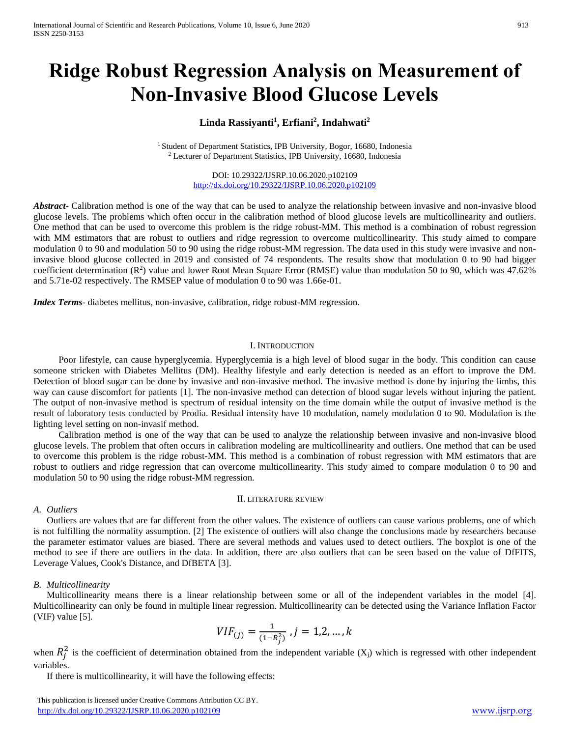# Ridge Robust Regression Analysis on Measurement of Non-Invasive Blood Glucose Levels

**Linda Rassiyanti[1], Erfiani[2], Indahwati[2]**

[1] Student of Department Statistics, IPB University, Bogor, 16680, Indonesia
[2] Lecturer of Department Statistics, IPB University, 16680, Indonesia

DOI: 10.29322/IJSRP.10.06.2020.p102109
http://dx.doi.org/10.29322/IJSRP.10.06.2020.p102109

***Abstract***- Calibration method is one of the way that can be used to analyze the relationship between invasive and non-invasive blood glucose levels. The problems which often occur in the calibration method of blood glucose levels are multicollinearity and outliers. One method that can be used to overcome this problem is the ridge robust-MM. This method is a combination of robust regression with MM estimators that are robust to outliers and ridge regression to overcome multicollinearity. This study aimed to compare modulation 0 to 90 and modulation 50 to 90 using the ridge robust-MM regression. The data used in this study were invasive and non-invasive blood glucose collected in 2019 and consisted of 74 respondents. The results show that modulation 0 to 90 had bigger coefficient determination ($R^2$) value and lower Root Mean Square Error (RMSE) value than modulation 50 to 90, which was 47.62% and 5.71e-02 respectively. The RMSEP value of modulation 0 to 90 was 1.66e-01.

***Index Terms***- diabetes mellitus, non-invasive, calibration, ridge robust-MM regression.

## I. Introduction

Poor lifestyle, can cause hyperglycemia. Hyperglycemia is a high level of blood sugar in the body. This condition can cause someone stricken with Diabetes Mellitus (DM). Healthy lifestyle and early detection is needed as an effort to improve the DM. Detection of blood sugar can be done by invasive and non-invasive method. The invasive method is done by injuring the limbs, this way can cause discomfort for patients [1]. The non-invasive method can detection of blood sugar levels without injuring the patient. The output of non-invasive method is spectrum of residual intensity on the time domain while the output of invasive method is the result of laboratory tests conducted by Prodia. Residual intensity have 10 modulation, namely modulation 0 to 90. Modulation is the lighting level setting on non-invasif method.

Calibration method is one of the way that can be used to analyze the relationship between invasive and non-invasive blood glucose levels. The problem that often occurs in calibration modeling are multicollinearity and outliers. One method that can be used to overcome this problem is the ridge robust-MM. This method is a combination of robust regression with MM estimators that are robust to outliers and ridge regression that can overcome multicollinearity. This study aimed to compare modulation 0 to 90 and modulation 50 to 90 using the ridge robust-MM regression.

## II. Literature Review

### *A. Outliers*

Outliers are values that are far different from the other values. The existence of outliers can cause various problems, one of which is not fulfilling the normality assumption. [2] The existence of outliers will also change the conclusions made by researchers because the parameter estimator values are biased. There are several methods and values used to detect outliers. The boxplot is one of the method to see if there are outliers in the data. In addition, there are also outliers that can be seen based on the value of DfFITS, Leverage Values, Cook's Distance, and DfBETA [3].

### *B. Multicollinearity*

Multicollinearity means there is a linear relationship between some or all of the independent variables in the model [4]. Multicollinearity can only be found in multiple linear regression. Multicollinearity can be detected using the Variance Inflation Factor (VIF) value [5].

$$VIF_{(j)} = \frac{1}{(1-R_j^2)} \text{ , } j = 1,2, \dots, k$$

when $R_j^2$ is the coefficient of determination obtained from the independent variable ($X_j$) which is regressed with other independent variables.

If there is multicollinearity, it will have the following effects: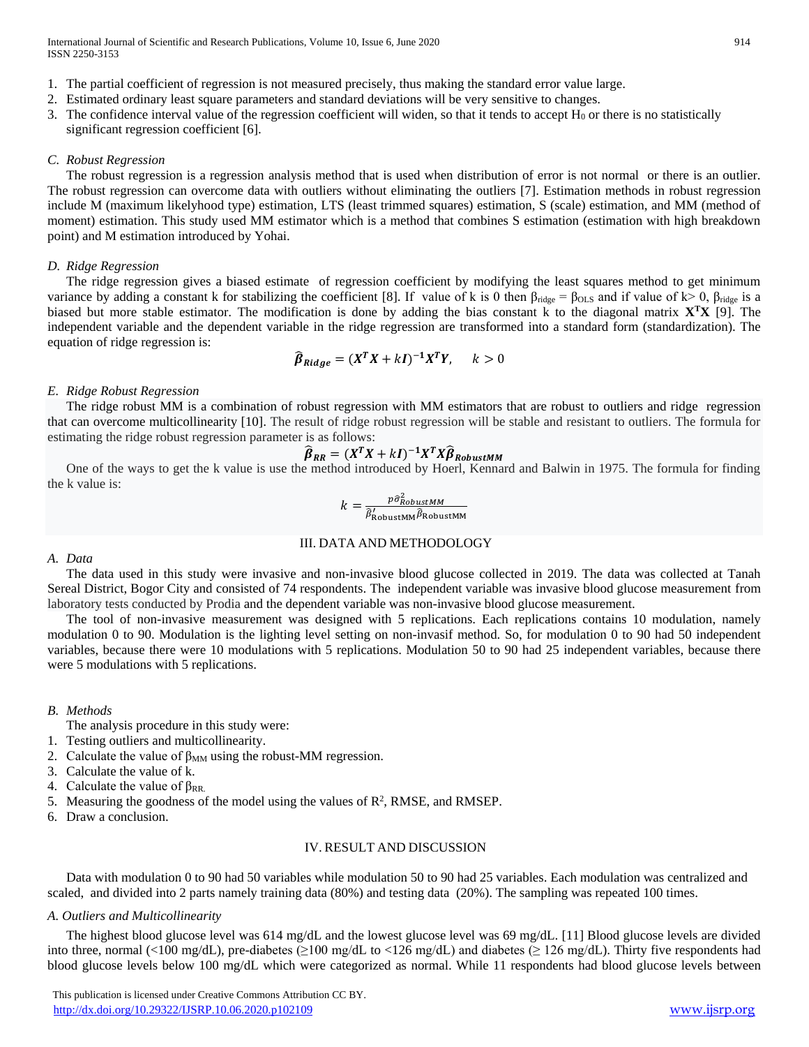1. The partial coefficient of regression is not measured precisely, thus making the standard error value large.
2. Estimated ordinary least square parameters and standard deviations will be very sensitive to changes.
3. The confidence interval value of the regression coefficient will widen, so that it tends to accept $H_0$ or there is no statistically significant regression coefficient [6].

### *C. Robust Regression*

The robust regression is a regression analysis method that is used when distribution of error is not normal or there is an outlier. The robust regression can overcome data with outliers without eliminating the outliers [7]. Estimation methods in robust regression include M (maximum likelyhood type) estimation, LTS (least trimmed squares) estimation, S (scale) estimation, and MM (method of moment) estimation. This study used MM estimator which is a method that combines S estimation (estimation with high breakdown point) and M estimation introduced by Yohai.

### *D. Ridge Regression*

The ridge regression gives a biased estimate of regression coefficient by modifying the least squares method to get minimum variance by adding a constant k for stabilizing the coefficient [8]. If value of k is 0 then $\beta_{ridge} = \beta_{OLS}$ and if value of k> 0, $\beta_{ridge}$ is a biased but more stable estimator. The modification is done by adding the bias constant k to the diagonal matrix $\mathbf{X^T X}$ [9]. The independent variable and the dependent variable in the ridge regression are transformed into a standard form (standardization). The equation of ridge regression is:

$$\widehat{\boldsymbol{\beta}}_{\boldsymbol{Ridge}} = (\boldsymbol{X^T X} + k\boldsymbol{I})^{-1}\boldsymbol{X^T Y}, \quad k > 0$$

### *E. Ridge Robust Regression*

The ridge robust MM is a combination of robust regression with MM estimators that are robust to outliers and ridge regression that can overcome multicollinearity [10]. The result of ridge robust regression will be stable and resistant to outliers. The formula for estimating the ridge robust regression parameter is as follows:

$$\widehat{\boldsymbol{\beta}}_{\boldsymbol{RR}} = (\boldsymbol{X^T X} + k\boldsymbol{I})^{-1}\boldsymbol{X^T X}\widehat{\boldsymbol{\beta}}_{\boldsymbol{RobustMM}}$$

One of the ways to get the k value is use the method introduced by Hoerl, Kennard and Balwin in 1975. The formula for finding the k value is:

$$k = \frac{p\hat{\sigma}^2_{RobustMM}}{\hat{\beta}'_{\text{RobustMM}}\hat{\beta}_{\text{RobustMM}}}$$

## III. DATA AND METHODOLOGY

### *A. Data*

The data used in this study were invasive and non-invasive blood glucose collected in 2019. The data was collected at Tanah Sereal District, Bogor City and consisted of 74 respondents. The independent variable was invasive blood glucose measurement from laboratory tests conducted by Prodia and the dependent variable was non-invasive blood glucose measurement.

The tool of non-invasive measurement was designed with 5 replications. Each replications contains 10 modulation, namely modulation 0 to 90. Modulation is the lighting level setting on non-invasif method. So, for modulation 0 to 90 had 50 independent variables, because there were 10 modulations with 5 replications. Modulation 50 to 90 had 25 independent variables, because there were 5 modulations with 5 replications.

### *B. Methods*

The analysis procedure in this study were:

1. Testing outliers and multicollinearity.
2. Calculate the value of $\beta_{MM}$ using the robust-MM regression.
3. Calculate the value of k.
4. Calculate the value of $\beta_{RR}$.
5. Measuring the goodness of the model using the values of $R^2$, RMSE, and RMSEP.
6. Draw a conclusion.

## IV. RESULT AND DISCUSSION

Data with modulation 0 to 90 had 50 variables while modulation 50 to 90 had 25 variables. Each modulation was centralized and scaled, and divided into 2 parts namely training data (80%) and testing data (20%). The sampling was repeated 100 times.

### *A. Outliers and Multicollinearity*

The highest blood glucose level was 614 mg/dL and the lowest glucose level was 69 mg/dL. [11] Blood glucose levels are divided into three, normal (<100 mg/dL), pre-diabetes (≥100 mg/dL to <126 mg/dL) and diabetes (≥ 126 mg/dL). Thirty five respondents had blood glucose levels below 100 mg/dL which were categorized as normal. While 11 respondents had blood glucose levels between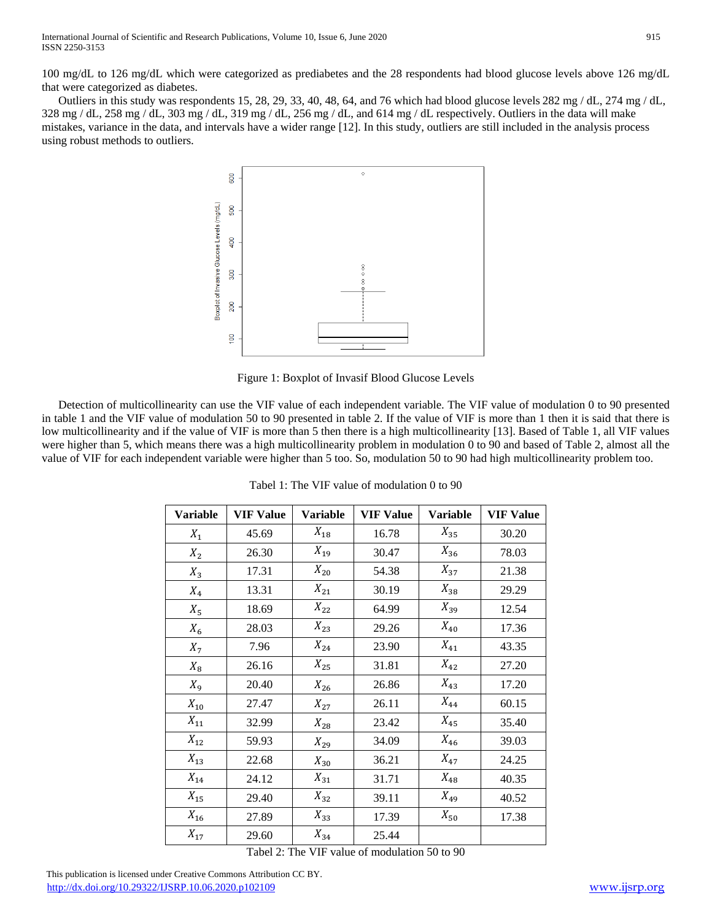100 mg/dL to 126 mg/dL which were categorized as prediabetes and the 28 respondents had blood glucose levels above 126 mg/dL that were categorized as diabetes.

Outliers in this study was respondents 15, 28, 29, 33, 40, 48, 64, and 76 which had blood glucose levels 282 mg / dL, 274 mg / dL, 328 mg / dL, 258 mg / dL, 303 mg / dL, 319 mg / dL, 256 mg / dL, and 614 mg / dL respectively. Outliers in the data will make mistakes, variance in the data, and intervals have a wider range [12]. In this study, outliers are still included in the analysis process using robust methods to outliers.

Boxplot of Invasive Glucose Levels (mg/dL)

100
200
300
400
500
600

Figure 1: Boxplot of Invasif Blood Glucose Levels

Detection of multicollinearity can use the VIF value of each independent variable. The VIF value of modulation 0 to 90 presented in table 1 and the VIF value of modulation 50 to 90 presented in table 2. If the value of VIF is more than 1 then it is said that there is low multicollinearity and if the value of VIF is more than 5 then there is a high multicollinearity [13]. Based of Table 1, all VIF values were higher than 5, which means there was a high multicollinearity problem in modulation 0 to 90 and based of Table 2, almost all the value of VIF for each independent variable were higher than 5 too. So, modulation 50 to 90 had high multicollinearity problem too.

Tabel 1: The VIF value of modulation 0 to 90

| Variable | VIF Value | Variable | VIF Value | Variable | VIF Value |
|---|---|---|---|---|---|
| $X_1$ | 45.69 | $X_{18}$ | 16.78 | $X_{35}$ | 30.20 |
| $X_2$ | 26.30 | $X_{19}$ | 30.47 | $X_{36}$ | 78.03 |
| $X_3$ | 17.31 | $X_{20}$ | 54.38 | $X_{37}$ | 21.38 |
| $X_4$ | 13.31 | $X_{21}$ | 30.19 | $X_{38}$ | 29.29 |
| $X_5$ | 18.69 | $X_{22}$ | 64.99 | $X_{39}$ | 12.54 |
| $X_6$ | 28.03 | $X_{23}$ | 29.26 | $X_{40}$ | 17.36 |
| $X_7$ | 7.96 | $X_{24}$ | 23.90 | $X_{41}$ | 43.35 |
| $X_8$ | 26.16 | $X_{25}$ | 31.81 | $X_{42}$ | 27.20 |
| $X_9$ | 20.40 | $X_{26}$ | 26.86 | $X_{43}$ | 17.20 |
| $X_{10}$ | 27.47 | $X_{27}$ | 26.11 | $X_{44}$ | 60.15 |
| $X_{11}$ | 32.99 | $X_{28}$ | 23.42 | $X_{45}$ | 35.40 |
| $X_{12}$ | 59.93 | $X_{29}$ | 34.09 | $X_{46}$ | 39.03 |
| $X_{13}$ | 22.68 | $X_{30}$ | 36.21 | $X_{47}$ | 24.25 |
| $X_{14}$ | 24.12 | $X_{31}$ | 31.71 | $X_{48}$ | 40.35 |
| $X_{15}$ | 29.40 | $X_{32}$ | 39.11 | $X_{49}$ | 40.52 |
| $X_{16}$ | 27.89 | $X_{33}$ | 17.39 | $X_{50}$ | 17.38 |
| $X_{17}$ | 29.60 | $X_{34}$ | 25.44 | | |

Tabel 2: The VIF value of modulation 50 to 90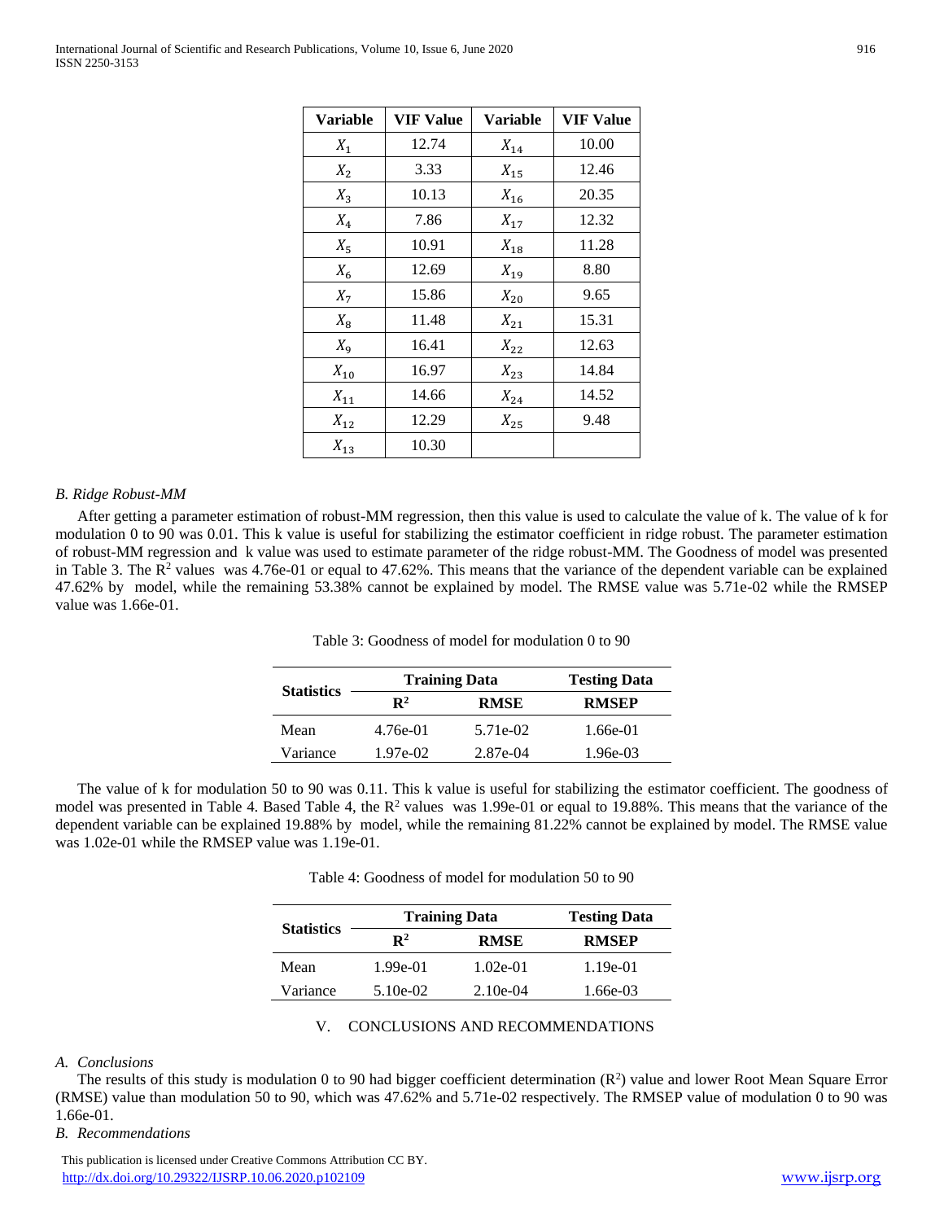| Variable | VIF Value | Variable | VIF Value |
|---|---|---|---|
| $X_1$ | 12.74 | $X_{14}$ | 10.00 |
| $X_2$ | 3.33 | $X_{15}$ | 12.46 |
| $X_3$ | 10.13 | $X_{16}$ | 20.35 |
| $X_4$ | 7.86 | $X_{17}$ | 12.32 |
| $X_5$ | 10.91 | $X_{18}$ | 11.28 |
| $X_6$ | 12.69 | $X_{19}$ | 8.80 |
| $X_7$ | 15.86 | $X_{20}$ | 9.65 |
| $X_8$ | 11.48 | $X_{21}$ | 15.31 |
| $X_9$ | 16.41 | $X_{22}$ | 12.63 |
| $X_{10}$ | 16.97 | $X_{23}$ | 14.84 |
| $X_{11}$ | 14.66 | $X_{24}$ | 14.52 |
| $X_{12}$ | 12.29 | $X_{25}$ | 9.48 |
| $X_{13}$ | 10.30 | | |

### *B. Ridge Robust-MM*

After getting a parameter estimation of robust-MM regression, then this value is used to calculate the value of k. The value of k for modulation 0 to 90 was 0.01. This k value is useful for stabilizing the estimator coefficient in ridge robust. The parameter estimation of robust-MM regression and k value was used to estimate parameter of the ridge robust-MM. The Goodness of model was presented in Table 3. The $R^2$ values was 4.76e-01 or equal to 47.62%. This means that the variance of the dependent variable can be explained 47.62% by model, while the remaining 53.38% cannot be explained by model. The RMSE value was 5.71e-02 while the RMSEP value was 1.66e-01.

Table 3: Goodness of model for modulation 0 to 90

| Statistics | Training Data | | Testing Data |
|---|---|---|---|
| | $R^2$ | RMSE | RMSEP |
| Mean | 4.76e-01 | 5.71e-02 | 1.66e-01 |
| Variance | 1.97e-02 | 2.87e-04 | 1.96e-03 |

The value of k for modulation 50 to 90 was 0.11. This k value is useful for stabilizing the estimator coefficient. The goodness of model was presented in Table 4. Based Table 4, the $R^2$ values was 1.99e-01 or equal to 19.88%. This means that the variance of the dependent variable can be explained 19.88% by model, while the remaining 81.22% cannot be explained by model. The RMSE value was 1.02e-01 while the RMSEP value was 1.19e-01.

Table 4: Goodness of model for modulation 50 to 90

| Statistics | Training Data | | Testing Data |
|---|---|---|---|
| | $R^2$ | RMSE | RMSEP |
| Mean | 1.99e-01 | 1.02e-01 | 1.19e-01 |
| Variance | 5.10e-02 | 2.10e-04 | 1.66e-03 |

## V. CONCLUSIONS AND RECOMMENDATIONS

### *A. Conclusions*

The results of this study is modulation 0 to 90 had bigger coefficient determination ($R^2$) value and lower Root Mean Square Error (RMSE) value than modulation 50 to 90, which was 47.62% and 5.71e-02 respectively. The RMSEP value of modulation 0 to 90 was 1.66e-01.

### *B. Recommendations*

This publication is licensed under Creative Commons Attribution CC BY.
http://dx.doi.org/10.29322/IJSRP.10.06.2020.p102109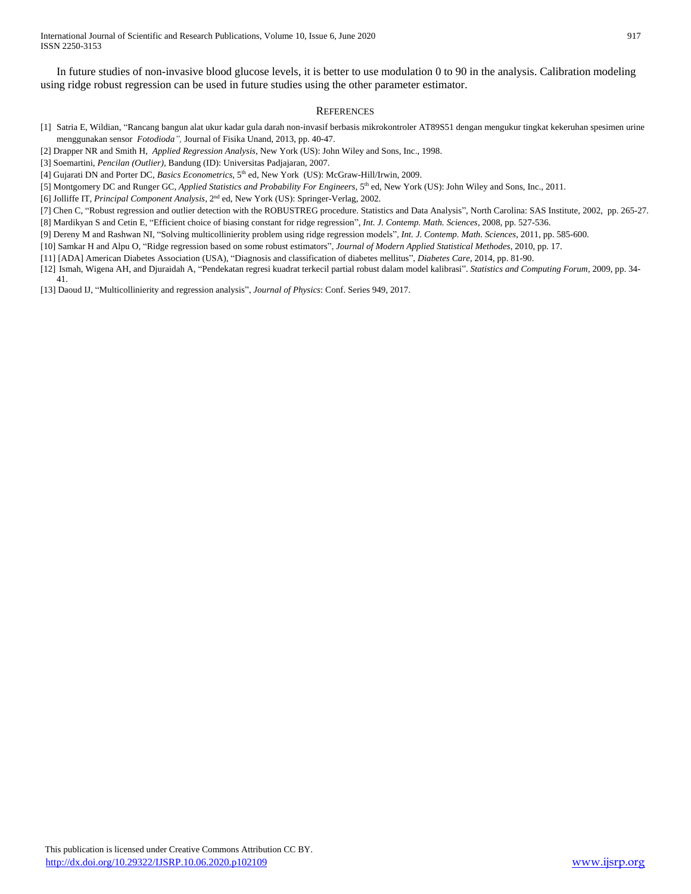In future studies of non-invasive blood glucose levels, it is better to use modulation 0 to 90 in the analysis. Calibration modeling using ridge robust regression can be used in future studies using the other parameter estimator.

## REFERENCES

[1] Satria E, Wildian, "Rancang bangun alat ukur kadar gula darah non-invasif berbasis mikrokontroler AT89S51 dengan mengukur tingkat kekeruhan spesimen urine menggunakan sensor *Fotodioda",* Journal of Fisika Unand, 2013, pp. 40-47.

[2] Drapper NR and Smith H, *Applied Regression Analysis*, New York (US): John Wiley and Sons, Inc., 1998.

[3] Soemartini, *Pencilan (Outlier)*, Bandung (ID): Universitas Padjajaran, 2007.

[4] Gujarati DN and Porter DC, *Basics Econometrics*, 5th ed, New York (US): McGraw-Hill/Irwin, 2009.

[5] Montgomery DC and Runger GC, *Applied Statistics and Probability For Engineers*, 5th ed, New York (US): John Wiley and Sons, Inc., 2011.

[6] Jolliffe IT, *Principal Component Analysis*, 2nd ed, New York (US): Springer-Verlag, 2002.

[7] Chen C, "Robust regression and outlier detection with the ROBUSTREG procedure. Statistics and Data Analysis", North Carolina: SAS Institute, 2002, pp. 265-27.

[8] Mardikyan S and Cetin E, "Efficient choice of biasing constant for ridge regression", *Int. J. Contemp. Math. Sciences*, 2008, pp. 527-536.

[9] Dereny M and Rashwan NI, "Solving multicollinierity problem using ridge regression models", *Int. J. Contemp. Math. Sciences*, 2011, pp. 585-600.

[10] Samkar H and Alpu O, "Ridge regression based on some robust estimators", *Journal of Modern Applied Statistical Methodes*, 2010, pp. 17.

[11] [ADA] American Diabetes Association (USA), "Diagnosis and classification of diabetes mellitus", *Diabetes Care*, 2014, pp. 81-90.

[12] Ismah, Wigena AH, and Djuraidah A, "Pendekatan regresi kuadrat terkecil partial robust dalam model kalibrasi". *Statistics and Computing Forum*, 2009, pp. 34-41.

[13] Daoud IJ, "Multicollinierity and regression analysis", *Journal of Physics*: Conf. Series 949, 2017.

This publication is licensed under Creative Commons Attribution CC BY.
http://dx.doi.org/10.29322/IJSRP.10.06.2020.p102109